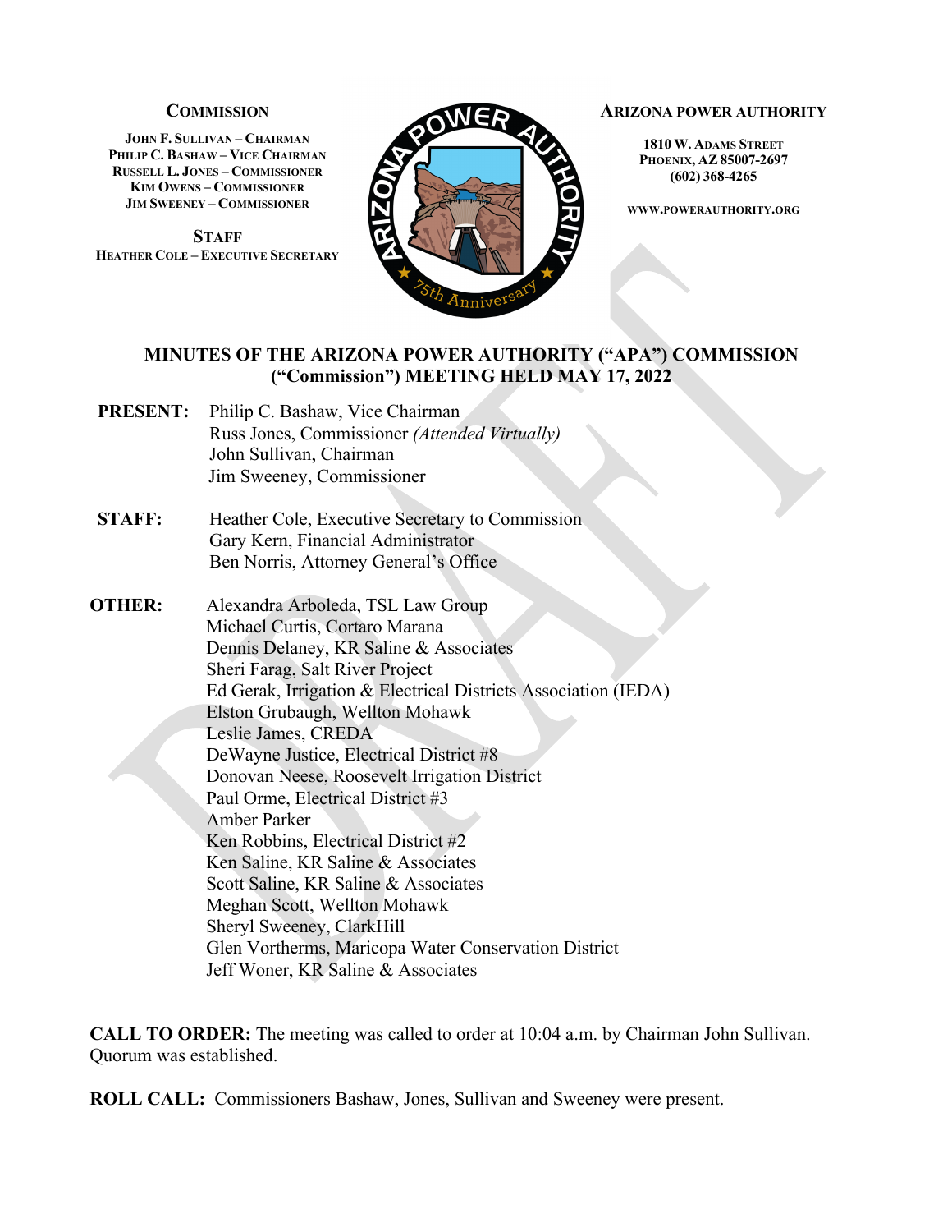**COMMISSION**

JOHN F. SULLIVAN – CHAIRMAN
PHILIP C. BASHAW – VICE CHAIRMAN
RUSSELL L. JONES – COMMISSIONER
KIM OWENS – COMMISSIONER
JIM SWEENEY – COMMISSIONER

**STAFF**
HEATHER COLE – EXECUTIVE SECRETARY

**ARIZONA POWER AUTHORITY**

1810 W. ADAMS STREET
PHOENIX, AZ 85007-2697
(602) 368-4265

WWW.POWERAUTHORITY.ORG

## MINUTES OF THE ARIZONA POWER AUTHORITY ("APA") COMMISSION ("Commission") MEETING HELD MAY 17, 2022

**PRESENT:**
Philip C. Bashaw, Vice Chairman
Russ Jones, Commissioner *(Attended Virtually)*
John Sullivan, Chairman
Jim Sweeney, Commissioner

**STAFF:**
Heather Cole, Executive Secretary to Commission
Gary Kern, Financial Administrator
Ben Norris, Attorney General's Office

**OTHER:**
Alexandra Arboleda, TSL Law Group
Michael Curtis, Cortaro Marana
Dennis Delaney, KR Saline & Associates
Sheri Farag, Salt River Project
Ed Gerak, Irrigation & Electrical Districts Association (IEDA)
Elston Grubaugh, Wellton Mohawk
Leslie James, CREDA
DeWayne Justice, Electrical District #8
Donovan Neese, Roosevelt Irrigation District
Paul Orme, Electrical District #3
Amber Parker
Ken Robbins, Electrical District #2
Ken Saline, KR Saline & Associates
Scott Saline, KR Saline & Associates
Meghan Scott, Wellton Mohawk
Sheryl Sweeney, ClarkHill
Glen Vortherms, Maricopa Water Conservation District
Jeff Woner, KR Saline & Associates

**CALL TO ORDER:** The meeting was called to order at 10:04 a.m. by Chairman John Sullivan. Quorum was established.

**ROLL CALL:** Commissioners Bashaw, Jones, Sullivan and Sweeney were present.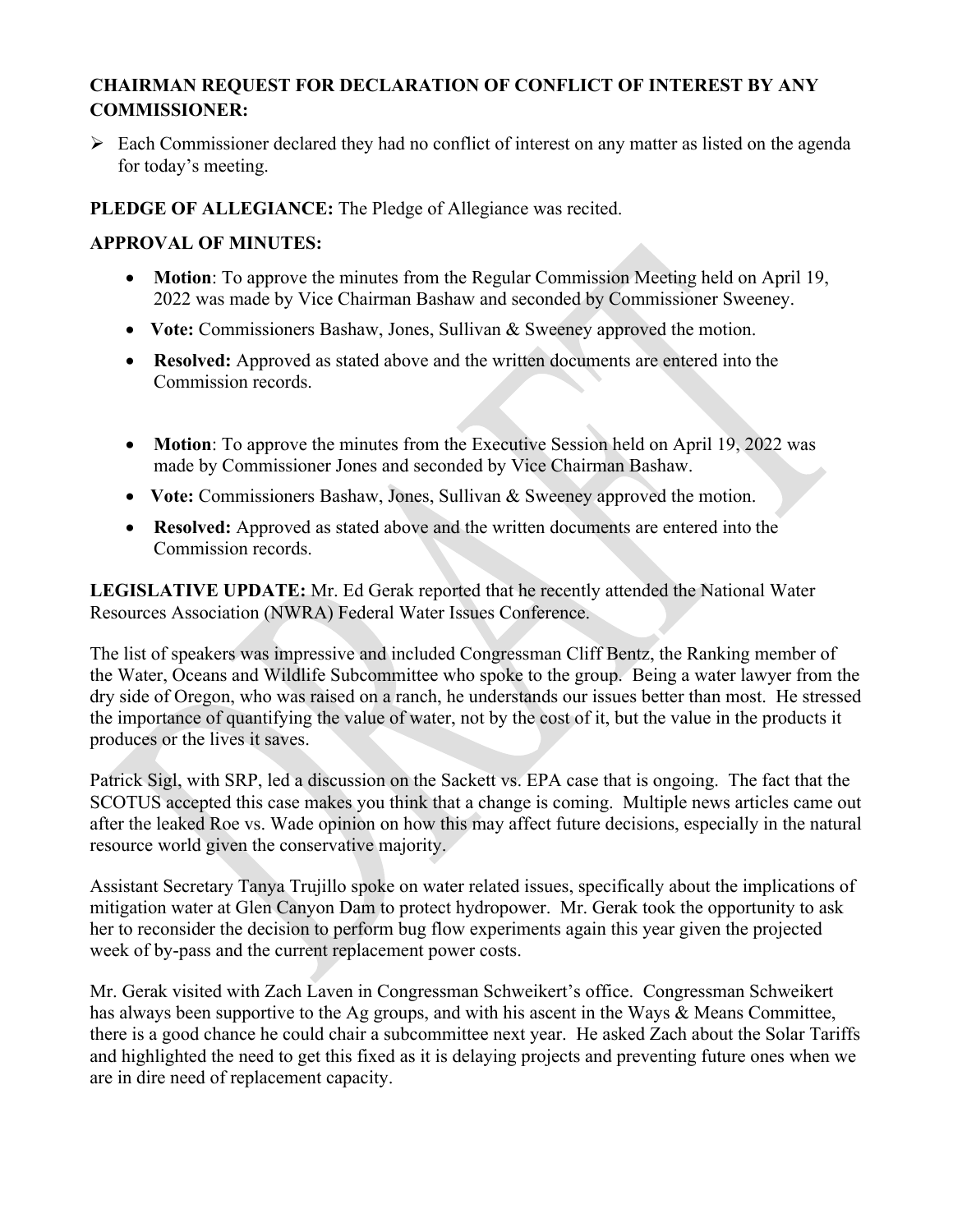**CHAIRMAN REQUEST FOR DECLARATION OF CONFLICT OF INTEREST BY ANY COMMISSIONER:**

- Each Commissioner declared they had no conflict of interest on any matter as listed on the agenda for today's meeting.

**PLEDGE OF ALLEGIANCE:** The Pledge of Allegiance was recited.

**APPROVAL OF MINUTES:**

- **Motion**: To approve the minutes from the Regular Commission Meeting held on April 19, 2022 was made by Vice Chairman Bashaw and seconded by Commissioner Sweeney.
- **Vote:** Commissioners Bashaw, Jones, Sullivan & Sweeney approved the motion.
- **Resolved:** Approved as stated above and the written documents are entered into the Commission records.

- **Motion**: To approve the minutes from the Executive Session held on April 19, 2022 was made by Commissioner Jones and seconded by Vice Chairman Bashaw.
- **Vote:** Commissioners Bashaw, Jones, Sullivan & Sweeney approved the motion.
- **Resolved:** Approved as stated above and the written documents are entered into the Commission records.

**LEGISLATIVE UPDATE:** Mr. Ed Gerak reported that he recently attended the National Water Resources Association (NWRA) Federal Water Issues Conference.

The list of speakers was impressive and included Congressman Cliff Bentz, the Ranking member of the Water, Oceans and Wildlife Subcommittee who spoke to the group. Being a water lawyer from the dry side of Oregon, who was raised on a ranch, he understands our issues better than most. He stressed the importance of quantifying the value of water, not by the cost of it, but the value in the products it produces or the lives it saves.

Patrick Sigl, with SRP, led a discussion on the Sackett vs. EPA case that is ongoing. The fact that the SCOTUS accepted this case makes you think that a change is coming. Multiple news articles came out after the leaked Roe vs. Wade opinion on how this may affect future decisions, especially in the natural resource world given the conservative majority.

Assistant Secretary Tanya Trujillo spoke on water related issues, specifically about the implications of mitigation water at Glen Canyon Dam to protect hydropower. Mr. Gerak took the opportunity to ask her to reconsider the decision to perform bug flow experiments again this year given the projected week of by-pass and the current replacement power costs.

Mr. Gerak visited with Zach Laven in Congressman Schweikert's office. Congressman Schweikert has always been supportive to the Ag groups, and with his ascent in the Ways & Means Committee, there is a good chance he could chair a subcommittee next year. He asked Zach about the Solar Tariffs and highlighted the need to get this fixed as it is delaying projects and preventing future ones when we are in dire need of replacement capacity.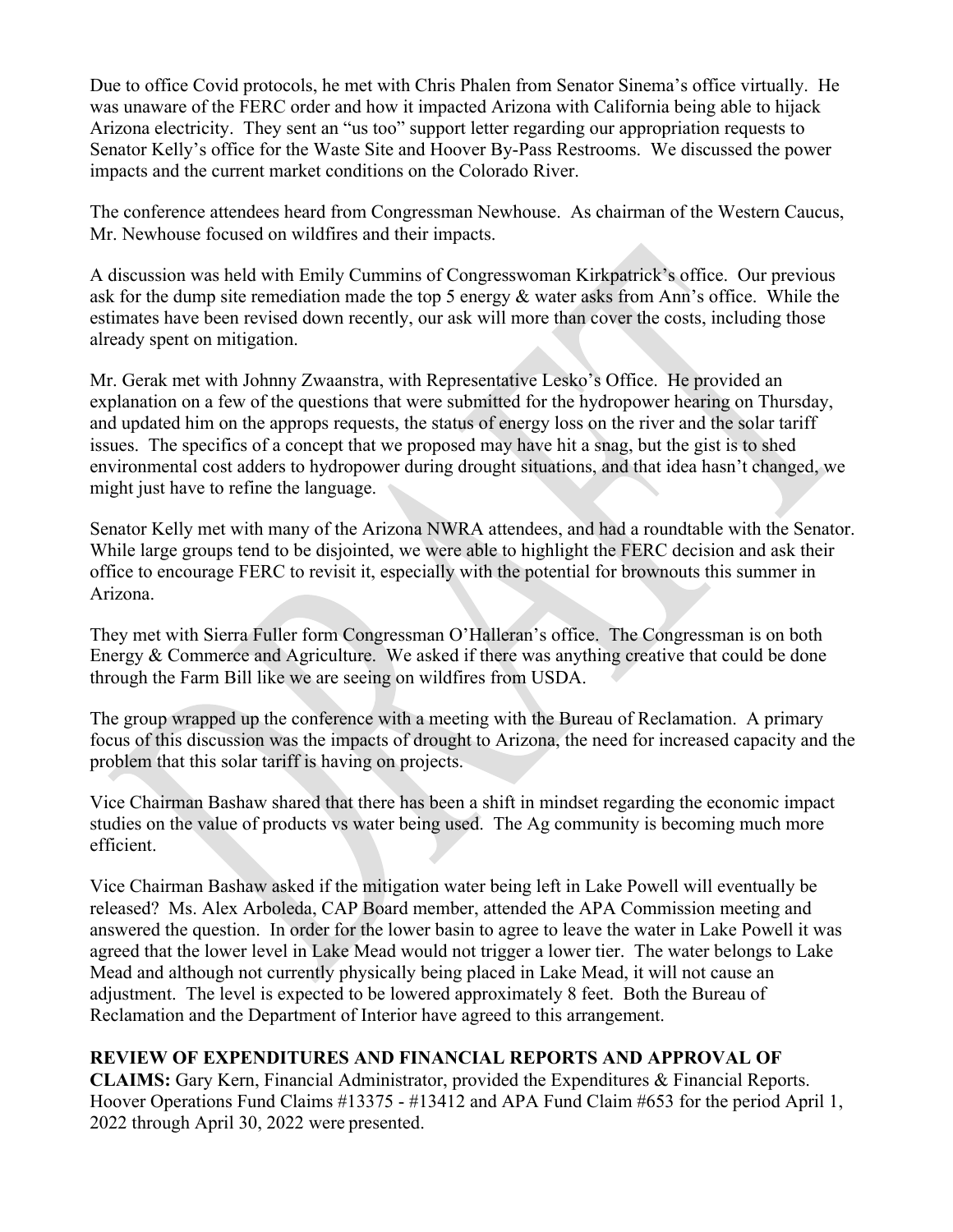Due to office Covid protocols, he met with Chris Phalen from Senator Sinema's office virtually. He was unaware of the FERC order and how it impacted Arizona with California being able to hijack Arizona electricity. They sent an "us too" support letter regarding our appropriation requests to Senator Kelly's office for the Waste Site and Hoover By-Pass Restrooms. We discussed the power impacts and the current market conditions on the Colorado River.

The conference attendees heard from Congressman Newhouse. As chairman of the Western Caucus, Mr. Newhouse focused on wildfires and their impacts.

A discussion was held with Emily Cummins of Congresswoman Kirkpatrick's office. Our previous ask for the dump site remediation made the top 5 energy & water asks from Ann's office. While the estimates have been revised down recently, our ask will more than cover the costs, including those already spent on mitigation.

Mr. Gerak met with Johnny Zwaanstra, with Representative Lesko's Office. He provided an explanation on a few of the questions that were submitted for the hydropower hearing on Thursday, and updated him on the approps requests, the status of energy loss on the river and the solar tariff issues. The specifics of a concept that we proposed may have hit a snag, but the gist is to shed environmental cost adders to hydropower during drought situations, and that idea hasn't changed, we might just have to refine the language.

Senator Kelly met with many of the Arizona NWRA attendees, and had a roundtable with the Senator. While large groups tend to be disjointed, we were able to highlight the FERC decision and ask their office to encourage FERC to revisit it, especially with the potential for brownouts this summer in Arizona.

They met with Sierra Fuller form Congressman O'Halleran's office. The Congressman is on both Energy & Commerce and Agriculture. We asked if there was anything creative that could be done through the Farm Bill like we are seeing on wildfires from USDA.

The group wrapped up the conference with a meeting with the Bureau of Reclamation. A primary focus of this discussion was the impacts of drought to Arizona, the need for increased capacity and the problem that this solar tariff is having on projects.

Vice Chairman Bashaw shared that there has been a shift in mindset regarding the economic impact studies on the value of products vs water being used. The Ag community is becoming much more efficient.

Vice Chairman Bashaw asked if the mitigation water being left in Lake Powell will eventually be released? Ms. Alex Arboleda, CAP Board member, attended the APA Commission meeting and answered the question. In order for the lower basin to agree to leave the water in Lake Powell it was agreed that the lower level in Lake Mead would not trigger a lower tier. The water belongs to Lake Mead and although not currently physically being placed in Lake Mead, it will not cause an adjustment. The level is expected to be lowered approximately 8 feet. Both the Bureau of Reclamation and the Department of Interior have agreed to this arrangement.

**REVIEW OF EXPENDITURES AND FINANCIAL REPORTS AND APPROVAL OF CLAIMS:** Gary Kern, Financial Administrator, provided the Expenditures & Financial Reports. Hoover Operations Fund Claims #13375 - #13412 and APA Fund Claim #653 for the period April 1, 2022 through April 30, 2022 were presented.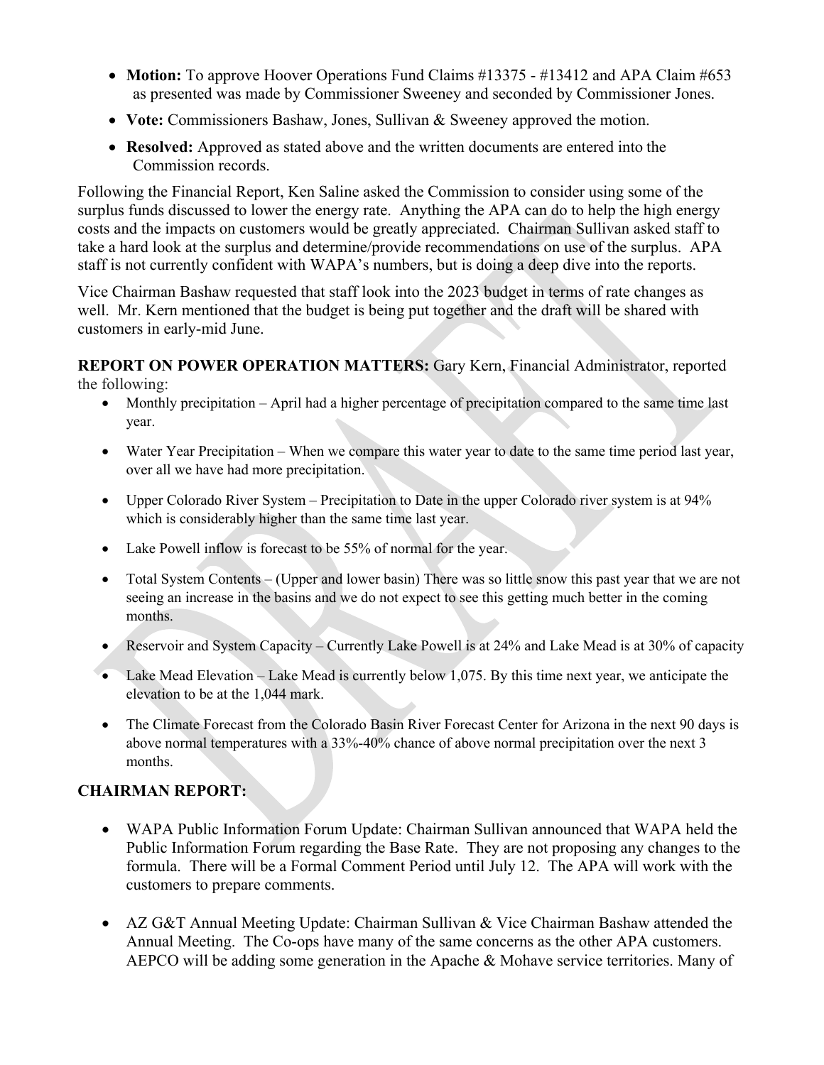- **Motion:** To approve Hoover Operations Fund Claims #13375 - #13412 and APA Claim #653 as presented was made by Commissioner Sweeney and seconded by Commissioner Jones.
- **Vote:** Commissioners Bashaw, Jones, Sullivan & Sweeney approved the motion.
- **Resolved:** Approved as stated above and the written documents are entered into the Commission records.

Following the Financial Report, Ken Saline asked the Commission to consider using some of the surplus funds discussed to lower the energy rate. Anything the APA can do to help the high energy costs and the impacts on customers would be greatly appreciated. Chairman Sullivan asked staff to take a hard look at the surplus and determine/provide recommendations on use of the surplus. APA staff is not currently confident with WAPA's numbers, but is doing a deep dive into the reports.

Vice Chairman Bashaw requested that staff look into the 2023 budget in terms of rate changes as well. Mr. Kern mentioned that the budget is being put together and the draft will be shared with customers in early-mid June.

**REPORT ON POWER OPERATION MATTERS:** Gary Kern, Financial Administrator, reported the following:

- Monthly precipitation – April had a higher percentage of precipitation compared to the same time last year.
- Water Year Precipitation – When we compare this water year to date to the same time period last year, over all we have had more precipitation.
- Upper Colorado River System – Precipitation to Date in the upper Colorado river system is at 94% which is considerably higher than the same time last year.
- Lake Powell inflow is forecast to be 55% of normal for the year.
- Total System Contents – (Upper and lower basin) There was so little snow this past year that we are not seeing an increase in the basins and we do not expect to see this getting much better in the coming months.
- Reservoir and System Capacity – Currently Lake Powell is at 24% and Lake Mead is at 30% of capacity
- Lake Mead Elevation – Lake Mead is currently below 1,075. By this time next year, we anticipate the elevation to be at the 1,044 mark.
- The Climate Forecast from the Colorado Basin River Forecast Center for Arizona in the next 90 days is above normal temperatures with a 33%-40% chance of above normal precipitation over the next 3 months.

**CHAIRMAN REPORT:**

- WAPA Public Information Forum Update: Chairman Sullivan announced that WAPA held the Public Information Forum regarding the Base Rate. They are not proposing any changes to the formula. There will be a Formal Comment Period until July 12. The APA will work with the customers to prepare comments.
- AZ G&T Annual Meeting Update: Chairman Sullivan & Vice Chairman Bashaw attended the Annual Meeting. The Co-ops have many of the same concerns as the other APA customers. AEPCO will be adding some generation in the Apache & Mohave service territories. Many of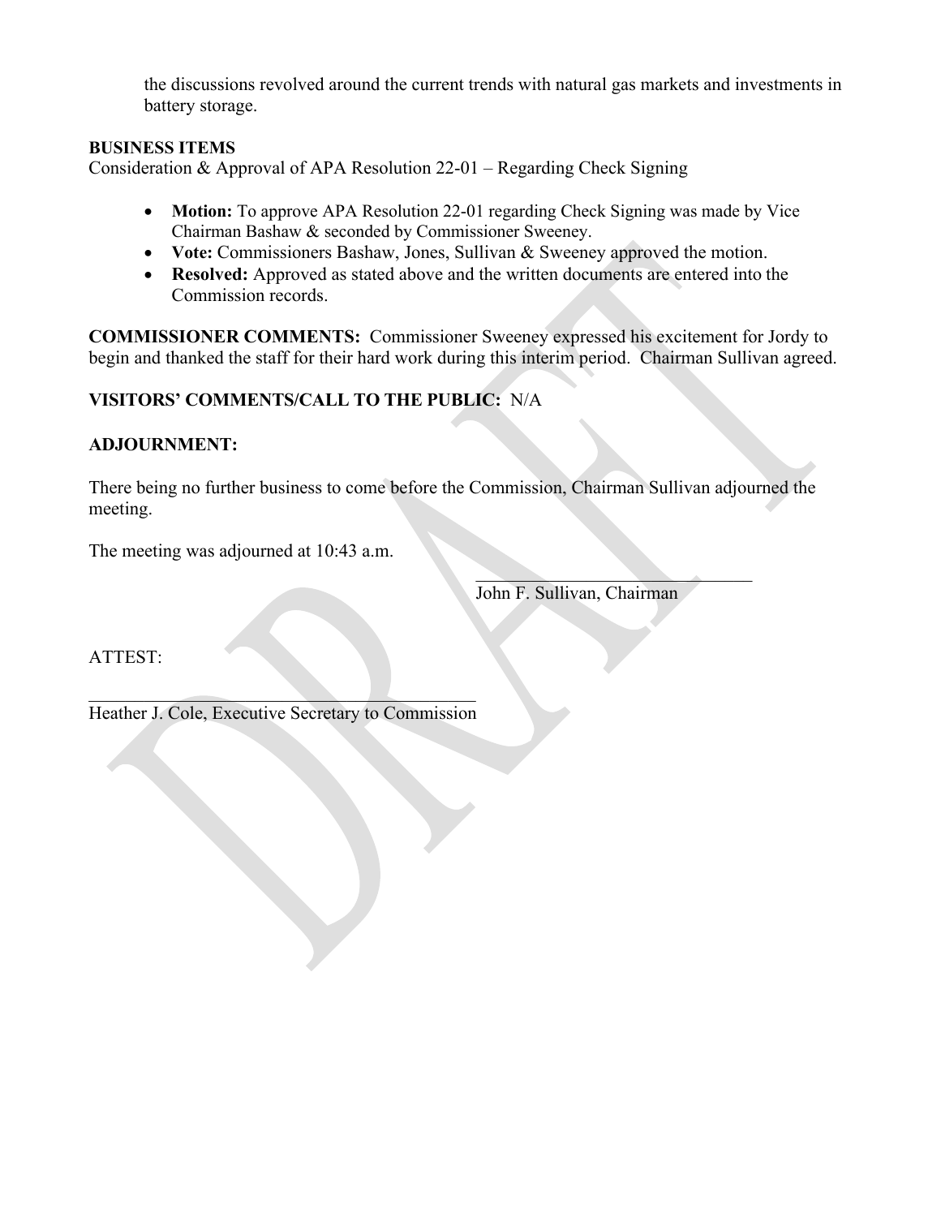the discussions revolved around the current trends with natural gas markets and investments in battery storage.

**BUSINESS ITEMS**

Consideration & Approval of APA Resolution 22-01 – Regarding Check Signing

- **Motion:** To approve APA Resolution 22-01 regarding Check Signing was made by Vice Chairman Bashaw & seconded by Commissioner Sweeney.
- **Vote:** Commissioners Bashaw, Jones, Sullivan & Sweeney approved the motion.
- **Resolved:** Approved as stated above and the written documents are entered into the Commission records.

**COMMISSIONER COMMENTS:** Commissioner Sweeney expressed his excitement for Jordy to begin and thanked the staff for their hard work during this interim period. Chairman Sullivan agreed.

**VISITORS' COMMENTS/CALL TO THE PUBLIC:** N/A

**ADJOURNMENT:**

There being no further business to come before the Commission, Chairman Sullivan adjourned the meeting.

The meeting was adjourned at 10:43 a.m.

\_\_\_\_\_\_\_\_\_\_\_\_\_\_\_\_\_\_\_\_\_\_\_\_\_\_\_\_\_\_\_\_
John F. Sullivan, Chairman

ATTEST:

\_\_\_\_\_\_\_\_\_\_\_\_\_\_\_\_\_\_\_\_\_\_\_\_\_\_\_\_\_\_\_\_\_\_\_\_\_\_\_\_
Heather J. Cole, Executive Secretary to Commission

DRAFT